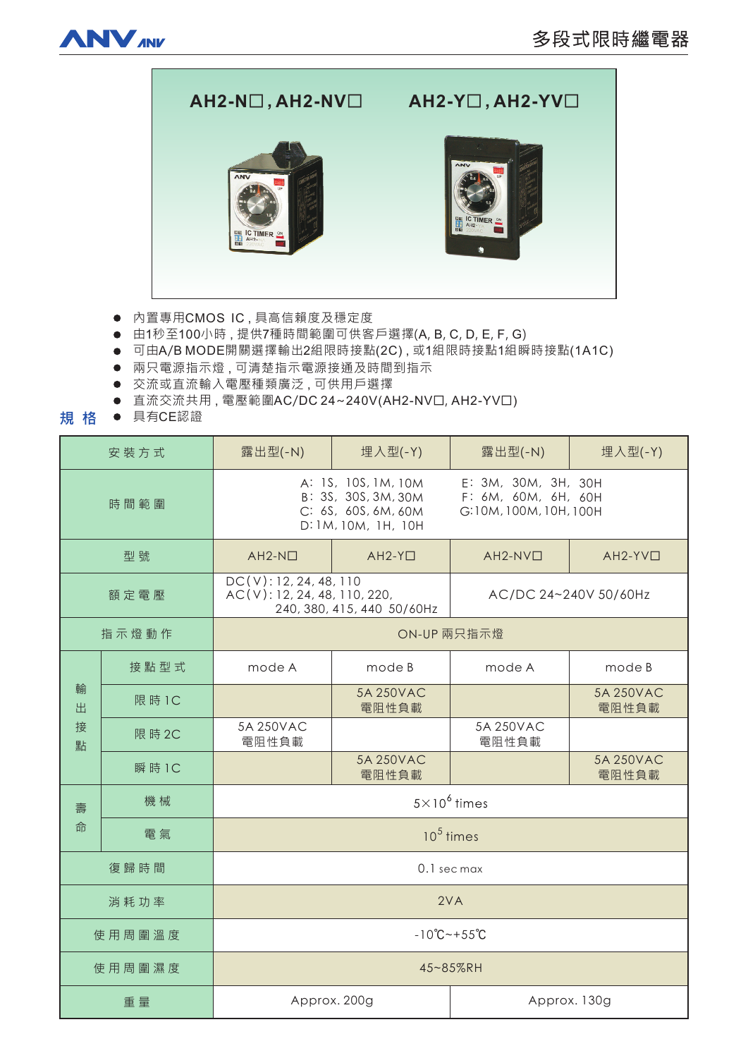# 多段式限時繼電器

**AH2-N□, AH2-NV□**　　**AH2-Y□, AH2-YV□**

- 內置專用CMOS IC，具高信賴度及穩定度
- 由1秒至100小時，提供7種時間範圍可供客戶選擇(A, B, C, D, E, F, G)
- 可由A/B MODE開關選擇輸出2組限時接點(2C)，或1組限時接點1組瞬時接點(1A1C)
- 兩只電源指示燈，可清楚指示電源接通及時間到指示
- 交流或直流輸入電壓種類廣泛，可供用戶選擇
- 直流交流共用，電壓範圍AC/DC 24~240V(AH2-NV□, AH2-YV□)
- 具有CE認證

## 規 格

| 安裝方式 | | 露出型(-N) | 埋入型(-Y) | 露出型(-N) | 埋入型(-Y) |
|---|---|---|---|---|---|
| 時間範圍 | | A: 1S, 10S, 1M, 10M<br>B: 3S, 30S, 3M, 30M<br>C: 6S, 60S, 6M, 60M<br>D: 1M, 10M, 1H, 10H | | E: 3M, 30M, 3H, 30H<br>F: 6M, 60M, 6H, 60H<br>G: 10M, 100M, 10H, 100H | |
| 型號 | | AH2-N□ | AH2-Y□ | AH2-NV□ | AH2-YV□ |
| 額定電壓 | | DC(V): 12, 24, 48, 110<br>AC(V): 12, 24, 48, 110, 220, 240, 380, 415, 440 50/60Hz | | AC/DC 24~240V 50/60Hz | |
| 指示燈動作 | | ON-UP 兩只指示燈 | | | |
| 輸出接點 | 接點型式 | mode A | mode B | mode A | mode B |
| | 限時1C | | 5A 250VAC 電阻性負載 | | 5A 250VAC 電阻性負載 |
| | 限時2C | 5A 250VAC 電阻性負載 | | 5A 250VAC 電阻性負載 | |
| | 瞬時1C | | 5A 250VAC 電阻性負載 | | 5A 250VAC 電阻性負載 |
| 壽命 | 機械 | $5\times10^6$ times | | | |
| | 電氣 | $10^5$ times | | | |
| 復歸時間 | | 0.1 sec max | | | |
| 消耗功率 | | 2VA | | | |
| 使用周圍溫度 | | -10℃~+55℃ | | | |
| 使用周圍濕度 | | 45~85%RH | | | |
| 重量 | | Approx. 200g | | Approx. 130g | |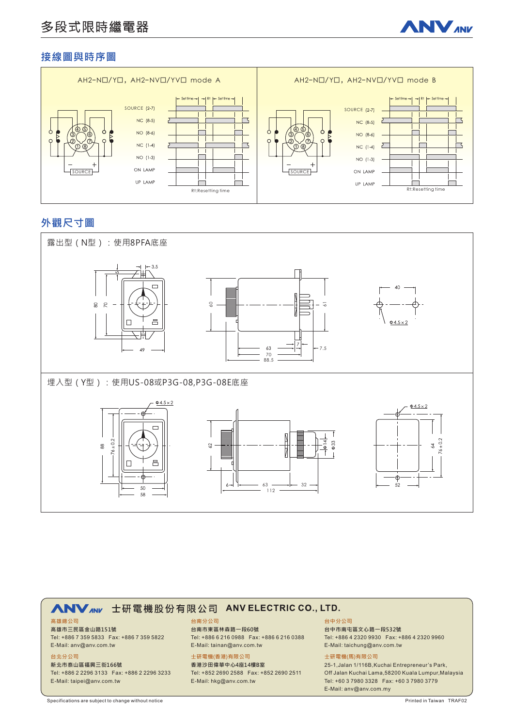## 接線圖與時序圖

AH2-N□/Y□, AH2-NV□/YV□ mode A

Set time
Rt
Set time

SOURCE (2-7)
NC (8-5)
NO (8-6)
NC (1-4)
NO (1-3)
ON LAMP
UP LAMP

SOURCE

Rt:Resetting time

AH2-N□/Y□, AH2-NV□/YV□ mode B

Set time
Rt
Set time

SOURCE (2-7)
NC (8-5)
NO (8-6)
NC (1-4)
NO (1-3)
ON LAMP
UP LAMP

SOURCE

Rt:Resetting time

## 外觀尺寸圖

露出型（N型）：使用8PFA底座

3.5
5
80
70
49
60
61
63
70
88.5
7
7.5
40
Φ4.5×2

埋入型（Y型）：使用US-08或P3G-08,P3G-08E底座

Φ4.5×2
88
76±0.2
50
58
62
Φ14
Φ33
6
63
32
112
Φ4.5×2
64
76±0.2
52

**ANV** 士研電機股份有限公司 **ANV ELECTRIC CO., LTD.**

高雄總公司
**高雄市三民區金山路151號**
Tel: +886 7 359 5833 Fax: +886 7 359 5822
E-Mail: anv@anv.com.tw

台南分公司
**台南市東區林森路一段60號**
Tel: +886 6 216 0988 Fax: +886 6 216 0388
E-Mail: tainan@anv.com.tw

台中分公司
**台中市南屯區文心路一段532號**
Tel: +886 4 2320 9930 Fax: +886 4 2320 9960
E-Mail: taichung@anv.com.tw

台北分公司
**新北市泰山區福興三街166號**
Tel: +886 2 2296 3133 Fax: +886 2 2296 3233
E-Mail: taipei@anv.com.tw

士研電機(香港)有限公司
**香港沙田偉華中心4座14樓B室**
Tel: +852 2690 2588 Fax: +852 2690 2511
E-Mail: hkg@anv.com.tw

士研電機(馬)有限公司
25-1,Jalan 1/116B,Kuchai Entrepreneur's Park,
Off Jalan Kuchai Lama,58200 Kuala Lumpur,Malaysia
Tel: +60 3 7980 3328 Fax: +60 3 7980 3779
E-Mail: anv@anv.com.my

Specifications are subject to change without notice

Printed in Taiwan TRAF02